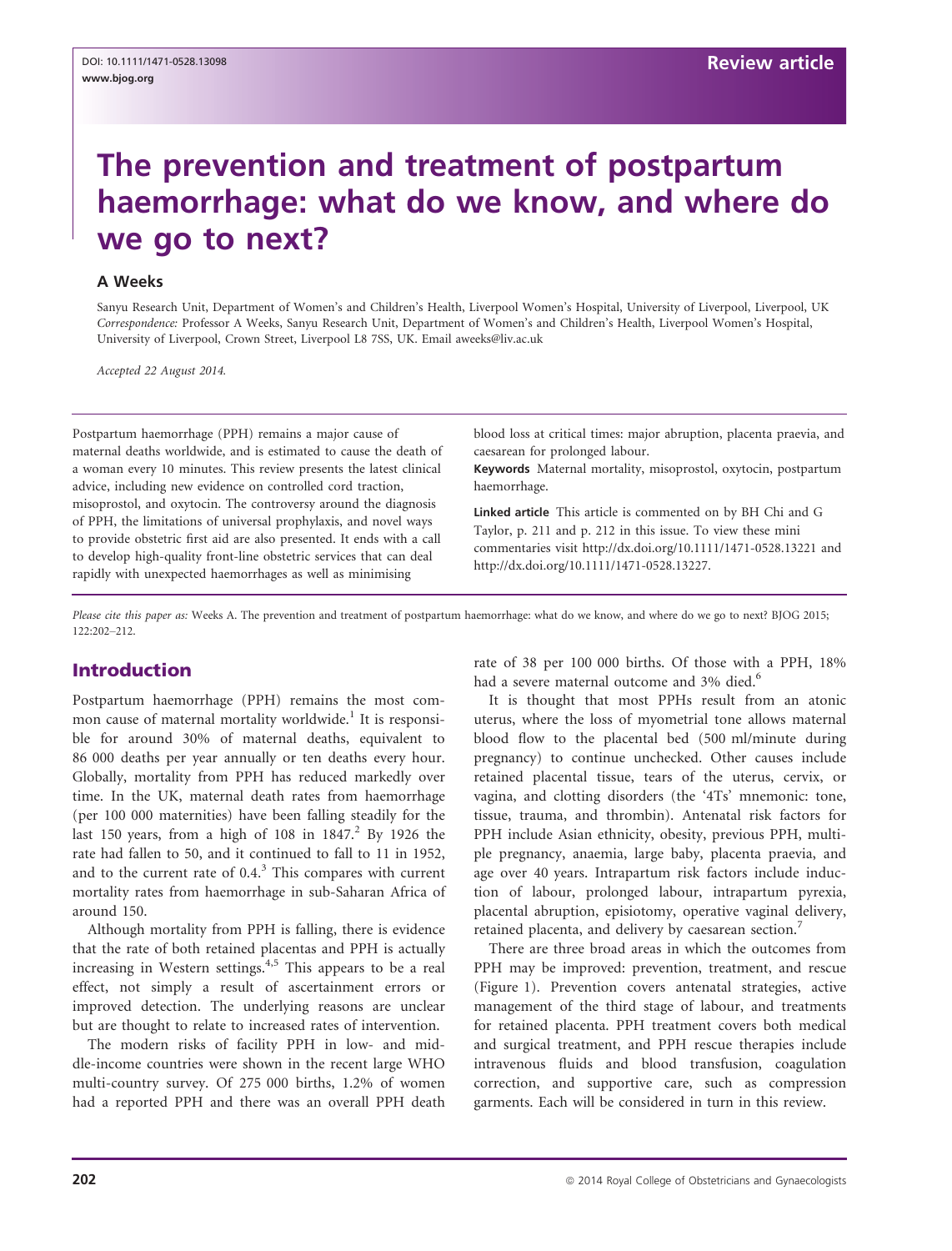DOI: 10.1111/1471-0528.13098
www.bjog.org

Review article

# The prevention and treatment of postpartum haemorrhage: what do we know, and where do we go to next?

## A Weeks

Sanyu Research Unit, Department of Women's and Children's Health, Liverpool Women's Hospital, University of Liverpool, Liverpool, UK
*Correspondence:* Professor A Weeks, Sanyu Research Unit, Department of Women's and Children's Health, Liverpool Women's Hospital, University of Liverpool, Crown Street, Liverpool L8 7SS, UK. Email aweeks@liv.ac.uk

*Accepted 22 August 2014.*

Postpartum haemorrhage (PPH) remains a major cause of maternal deaths worldwide, and is estimated to cause the death of a woman every 10 minutes. This review presents the latest clinical advice, including new evidence on controlled cord traction, misoprostol, and oxytocin. The controversy around the diagnosis of PPH, the limitations of universal prophylaxis, and novel ways to provide obstetric first aid are also presented. It ends with a call to develop high-quality front-line obstetric services that can deal rapidly with unexpected haemorrhages as well as minimising blood loss at critical times: major abruption, placenta praevia, and caesarean for prolonged labour.

**Keywords** Maternal mortality, misoprostol, oxytocin, postpartum haemorrhage.

**Linked article** This article is commented on by BH Chi and G Taylor, p. 211 and p. 212 in this issue. To view these mini commentaries visit http://dx.doi.org/10.1111/1471-0528.13221 and http://dx.doi.org/10.1111/1471-0528.13227.

*Please cite this paper as:* Weeks A. The prevention and treatment of postpartum haemorrhage: what do we know, and where do we go to next? BJOG 2015; 122:202–212.

## Introduction

Postpartum haemorrhage (PPH) remains the most common cause of maternal mortality worldwide.[1] It is responsible for around 30% of maternal deaths, equivalent to 86 000 deaths per year annually or ten deaths every hour. Globally, mortality from PPH has reduced markedly over time. In the UK, maternal death rates from haemorrhage (per 100 000 maternities) have been falling steadily for the last 150 years, from a high of 108 in 1847.[2] By 1926 the rate had fallen to 50, and it continued to fall to 11 in 1952, and to the current rate of 0.4.[3] This compares with current mortality rates from haemorrhage in sub-Saharan Africa of around 150.

Although mortality from PPH is falling, there is evidence that the rate of both retained placentas and PPH is actually increasing in Western settings.[4,5] This appears to be a real effect, not simply a result of ascertainment errors or improved detection. The underlying reasons are unclear but are thought to relate to increased rates of intervention.

The modern risks of facility PPH in low- and middle-income countries were shown in the recent large WHO multi-country survey. Of 275 000 births, 1.2% of women had a reported PPH and there was an overall PPH death rate of 38 per 100 000 births. Of those with a PPH, 18% had a severe maternal outcome and 3% died.[6]

It is thought that most PPHs result from an atonic uterus, where the loss of myometrial tone allows maternal blood flow to the placental bed (500 ml/minute during pregnancy) to continue unchecked. Other causes include retained placental tissue, tears of the uterus, cervix, or vagina, and clotting disorders (the '4Ts' mnemonic: tone, tissue, trauma, and thrombin). Antenatal risk factors for PPH include Asian ethnicity, obesity, previous PPH, multiple pregnancy, anaemia, large baby, placenta praevia, and age over 40 years. Intrapartum risk factors include induction of labour, prolonged labour, intrapartum pyrexia, placental abruption, episiotomy, operative vaginal delivery, retained placenta, and delivery by caesarean section.[7]

There are three broad areas in which the outcomes from PPH may be improved: prevention, treatment, and rescue (Figure 1). Prevention covers antenatal strategies, active management of the third stage of labour, and treatments for retained placenta. PPH treatment covers both medical and surgical treatment, and PPH rescue therapies include intravenous fluids and blood transfusion, coagulation correction, and supportive care, such as compression garments. Each will be considered in turn in this review.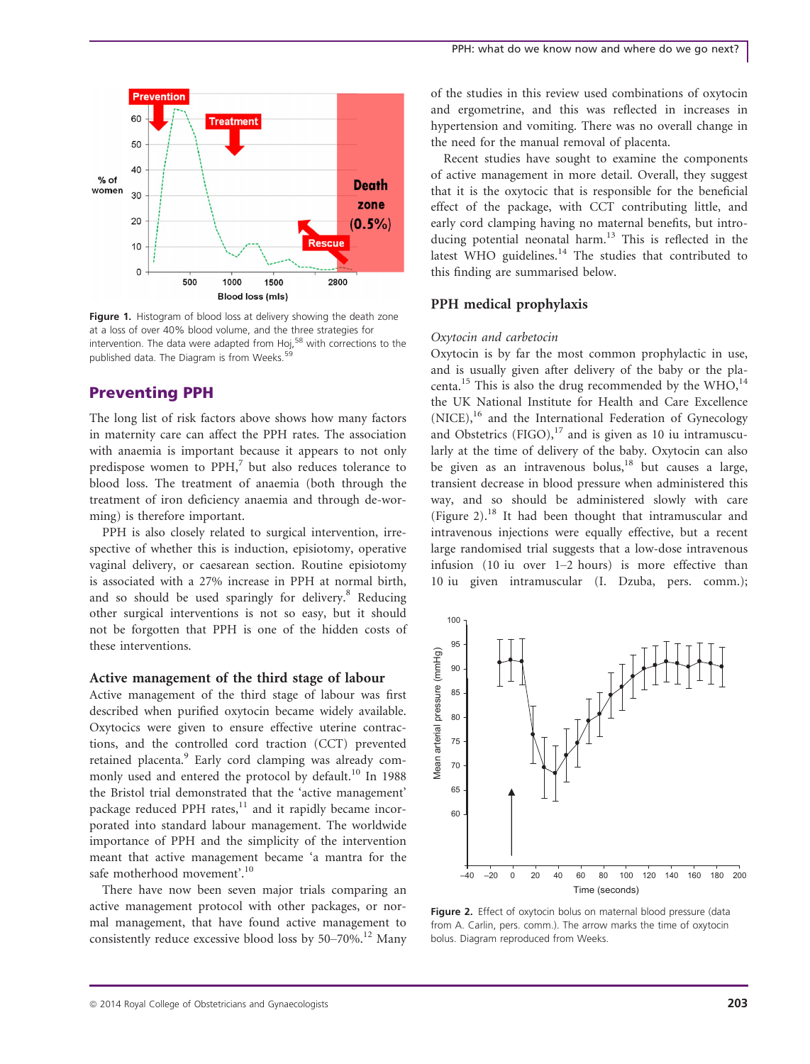Figure 1. Histogram of blood loss at delivery showing the death zone at a loss of over 40% blood volume, and the three strategies for intervention. The data were adapted from Hoj,[58] with corrections to the published data. The Diagram is from Weeks.[59]

## Preventing PPH

The long list of risk factors above shows how many factors in maternity care can affect the PPH rates. The association with anaemia is important because it appears to not only predispose women to PPH,[7] but also reduces tolerance to blood loss. The treatment of anaemia (both through the treatment of iron deficiency anaemia and through de-worming) is therefore important.

PPH is also closely related to surgical intervention, irrespective of whether this is induction, episiotomy, operative vaginal delivery, or caesarean section. Routine episiotomy is associated with a 27% increase in PPH at normal birth, and so should be used sparingly for delivery.[8] Reducing other surgical interventions is not so easy, but it should not be forgotten that PPH is one of the hidden costs of these interventions.

### Active management of the third stage of labour

Active management of the third stage of labour was first described when purified oxytocin became widely available. Oxytocics were given to ensure effective uterine contractions, and the controlled cord traction (CCT) prevented retained placenta.[9] Early cord clamping was already commonly used and entered the protocol by default.[10] In 1988 the Bristol trial demonstrated that the 'active management' package reduced PPH rates,[11] and it rapidly became incorporated into standard labour management. The worldwide importance of PPH and the simplicity of the intervention meant that active management became 'a mantra for the safe motherhood movement'.[10]

There have now been seven major trials comparing an active management protocol with other packages, or normal management, that have found active management to consistently reduce excessive blood loss by 50–70%.[12] Many of the studies in this review used combinations of oxytocin and ergometrine, and this was reflected in increases in hypertension and vomiting. There was no overall change in the need for the manual removal of placenta.

Recent studies have sought to examine the components of active management in more detail. Overall, they suggest that it is the oxytocic that is responsible for the beneficial effect of the package, with CCT contributing little, and early cord clamping having no maternal benefits, but introducing potential neonatal harm.[13] This is reflected in the latest WHO guidelines.[14] The studies that contributed to this finding are summarised below.

### PPH medical prophylaxis

*Oxytocin and carbetocin*

Oxytocin is by far the most common prophylactic in use, and is usually given after delivery of the baby or the placenta.[15] This is also the drug recommended by the WHO,[14] the UK National Institute for Health and Care Excellence (NICE),[16] and the International Federation of Gynecology and Obstetrics (FIGO),[17] and is given as 10 iu intramuscularly at the time of delivery of the baby. Oxytocin can also be given as an intravenous bolus,[18] but causes a large, transient decrease in blood pressure when administered this way, and so should be administered slowly with care (Figure 2).[18] It had been thought that intramuscular and intravenous injections were equally effective, but a recent large randomised trial suggests that a low-dose intravenous infusion (10 iu over 1–2 hours) is more effective than 10 iu given intramuscular (I. Dzuba, pers. comm.);

Figure 2. Effect of oxytocin bolus on maternal blood pressure (data from A. Carlin, pers. comm.). The arrow marks the time of oxytocin bolus. Diagram reproduced from Weeks.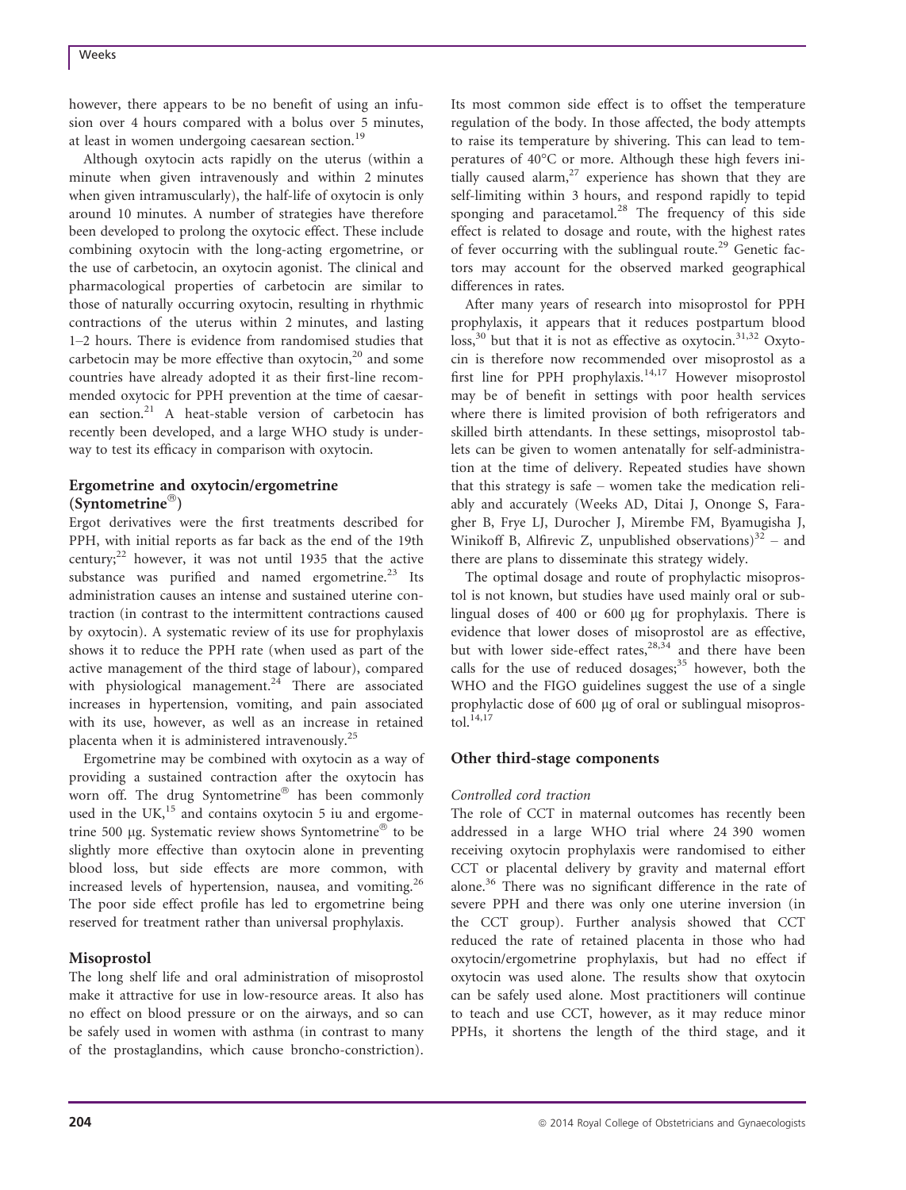however, there appears to be no benefit of using an infusion over 4 hours compared with a bolus over 5 minutes, at least in women undergoing caesarean section.[19]

Although oxytocin acts rapidly on the uterus (within a minute when given intravenously and within 2 minutes when given intramuscularly), the half-life of oxytocin is only around 10 minutes. A number of strategies have therefore been developed to prolong the oxytocic effect. These include combining oxytocin with the long-acting ergometrine, or the use of carbetocin, an oxytocin agonist. The clinical and pharmacological properties of carbetocin are similar to those of naturally occurring oxytocin, resulting in rhythmic contractions of the uterus within 2 minutes, and lasting 1–2 hours. There is evidence from randomised studies that carbetocin may be more effective than oxytocin,[20] and some countries have already adopted it as their first-line recommended oxytocic for PPH prevention at the time of caesarean section.[21] A heat-stable version of carbetocin has recently been developed, and a large WHO study is underway to test its efficacy in comparison with oxytocin.

## Ergometrine and oxytocin/ergometrine (Syntometrine®)

Ergot derivatives were the first treatments described for PPH, with initial reports as far back as the end of the 19th century;[22] however, it was not until 1935 that the active substance was purified and named ergometrine.[23] Its administration causes an intense and sustained uterine contraction (in contrast to the intermittent contractions caused by oxytocin). A systematic review of its use for prophylaxis shows it to reduce the PPH rate (when used as part of the active management of the third stage of labour), compared with physiological management.[24] There are associated increases in hypertension, vomiting, and pain associated with its use, however, as well as an increase in retained placenta when it is administered intravenously.[25]

Ergometrine may be combined with oxytocin as a way of providing a sustained contraction after the oxytocin has worn off. The drug Syntometrine® has been commonly used in the UK,[15] and contains oxytocin 5 iu and ergometrine 500 μg. Systematic review shows Syntometrine® to be slightly more effective than oxytocin alone in preventing blood loss, but side effects are more common, with increased levels of hypertension, nausea, and vomiting.[26] The poor side effect profile has led to ergometrine being reserved for treatment rather than universal prophylaxis.

## Misoprostol

The long shelf life and oral administration of misoprostol make it attractive for use in low-resource areas. It also has no effect on blood pressure or on the airways, and so can be safely used in women with asthma (in contrast to many of the prostaglandins, which cause broncho-constriction). Its most common side effect is to offset the temperature regulation of the body. In those affected, the body attempts to raise its temperature by shivering. This can lead to temperatures of 40°C or more. Although these high fevers initially caused alarm,[27] experience has shown that they are self-limiting within 3 hours, and respond rapidly to tepid sponging and paracetamol.[28] The frequency of this side effect is related to dosage and route, with the highest rates of fever occurring with the sublingual route.[29] Genetic factors may account for the observed marked geographical differences in rates.

After many years of research into misoprostol for PPH prophylaxis, it appears that it reduces postpartum blood loss,[30] but that it is not as effective as oxytocin.[31,32] Oxytocin is therefore now recommended over misoprostol as a first line for PPH prophylaxis.[14,17] However misoprostol may be of benefit in settings with poor health services where there is limited provision of both refrigerators and skilled birth attendants. In these settings, misoprostol tablets can be given to women antenatally for self-administration at the time of delivery. Repeated studies have shown that this strategy is safe – women take the medication reliably and accurately (Weeks AD, Ditai J, Ononge S, Faragher B, Frye LJ, Durocher J, Mirembe FM, Byamugisha J, Winikoff B, Alfirevic Z, unpublished observations)[32] – and there are plans to disseminate this strategy widely.

The optimal dosage and route of prophylactic misoprostol is not known, but studies have used mainly oral or sublingual doses of 400 or 600 μg for prophylaxis. There is evidence that lower doses of misoprostol are as effective, but with lower side-effect rates,[28,34] and there have been calls for the use of reduced dosages;[35] however, both the WHO and the FIGO guidelines suggest the use of a single prophylactic dose of 600 μg of oral or sublingual misoprostol.[14,17]

## Other third-stage components

### *Controlled cord traction*

The role of CCT in maternal outcomes has recently been addressed in a large WHO trial where 24 390 women receiving oxytocin prophylaxis were randomised to either CCT or placental delivery by gravity and maternal effort alone.[36] There was no significant difference in the rate of severe PPH and there was only one uterine inversion (in the CCT group). Further analysis showed that CCT reduced the rate of retained placenta in those who had oxytocin/ergometrine prophylaxis, but had no effect if oxytocin was used alone. The results show that oxytocin can be safely used alone. Most practitioners will continue to teach and use CCT, however, as it may reduce minor PPHs, it shortens the length of the third stage, and it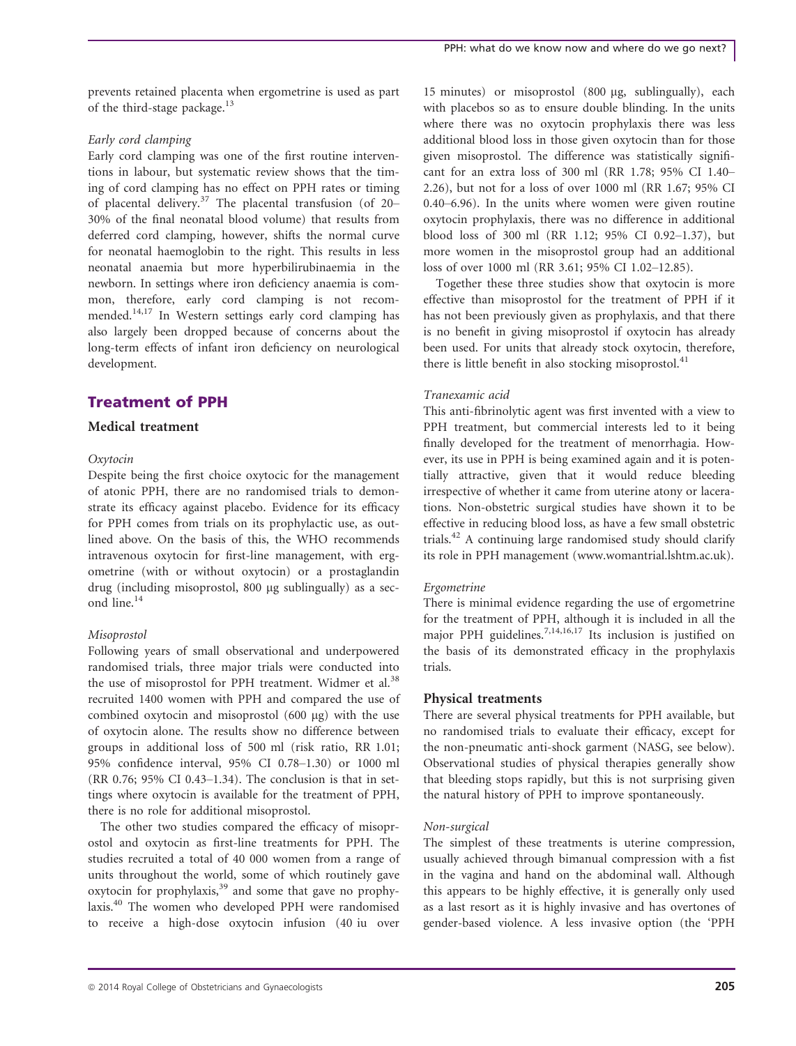prevents retained placenta when ergometrine is used as part of the third-stage package.[13]

*Early cord clamping*

Early cord clamping was one of the first routine interventions in labour, but systematic review shows that the timing of cord clamping has no effect on PPH rates or timing of placental delivery.[37] The placental transfusion (of 20–30% of the final neonatal blood volume) that results from deferred cord clamping, however, shifts the normal curve for neonatal haemoglobin to the right. This results in less neonatal anaemia but more hyperbilirubinaemia in the newborn. In settings where iron deficiency anaemia is common, therefore, early cord clamping is not recommended.[14,17] In Western settings early cord clamping has also largely been dropped because of concerns about the long-term effects of infant iron deficiency on neurological development.

## Treatment of PPH

### Medical treatment

*Oxytocin*

Despite being the first choice oxytocic for the management of atonic PPH, there are no randomised trials to demonstrate its efficacy against placebo. Evidence for its efficacy for PPH comes from trials on its prophylactic use, as outlined above. On the basis of this, the WHO recommends intravenous oxytocin for first-line management, with ergometrine (with or without oxytocin) or a prostaglandin drug (including misoprostol, 800 μg sublingually) as a second line.[14]

*Misoprostol*

Following years of small observational and underpowered randomised trials, three major trials were conducted into the use of misoprostol for PPH treatment. Widmer et al.[38] recruited 1400 women with PPH and compared the use of combined oxytocin and misoprostol (600 μg) with the use of oxytocin alone. The results show no difference between groups in additional loss of 500 ml (risk ratio, RR 1.01; 95% confidence interval, 95% CI 0.78–1.30) or 1000 ml (RR 0.76; 95% CI 0.43–1.34). The conclusion is that in settings where oxytocin is available for the treatment of PPH, there is no role for additional misoprostol.

The other two studies compared the efficacy of misoprostol and oxytocin as first-line treatments for PPH. The studies recruited a total of 40 000 women from a range of units throughout the world, some of which routinely gave oxytocin for prophylaxis,[39] and some that gave no prophylaxis.[40] The women who developed PPH were randomised to receive a high-dose oxytocin infusion (40 iu over 15 minutes) or misoprostol (800 μg, sublingually), each with placebos so as to ensure double blinding. In the units where there was no oxytocin prophylaxis there was less additional blood loss in those given oxytocin than for those given misoprostol. The difference was statistically significant for an extra loss of 300 ml (RR 1.78; 95% CI 1.40–2.26), but not for a loss of over 1000 ml (RR 1.67; 95% CI 0.40–6.96). In the units where women were given routine oxytocin prophylaxis, there was no difference in additional blood loss of 300 ml (RR 1.12; 95% CI 0.92–1.37), but more women in the misoprostol group had an additional loss of over 1000 ml (RR 3.61; 95% CI 1.02–12.85).

Together these three studies show that oxytocin is more effective than misoprostol for the treatment of PPH if it has not been previously given as prophylaxis, and that there is no benefit in giving misoprostol if oxytocin has already been used. For units that already stock oxytocin, therefore, there is little benefit in also stocking misoprostol.[41]

*Tranexamic acid*

This anti-fibrinolytic agent was first invented with a view to PPH treatment, but commercial interests led to it being finally developed for the treatment of menorrhagia. However, its use in PPH is being examined again and it is potentially attractive, given that it would reduce bleeding irrespective of whether it came from uterine atony or lacerations. Non-obstetric surgical studies have shown it to be effective in reducing blood loss, as have a few small obstetric trials.[42] A continuing large randomised study should clarify its role in PPH management (www.womantrial.lshtm.ac.uk).

*Ergometrine*

There is minimal evidence regarding the use of ergometrine for the treatment of PPH, although it is included in all the major PPH guidelines.[7,14,16,17] Its inclusion is justified on the basis of its demonstrated efficacy in the prophylaxis trials.

### Physical treatments

There are several physical treatments for PPH available, but no randomised trials to evaluate their efficacy, except for the non-pneumatic anti-shock garment (NASG, see below). Observational studies of physical therapies generally show that bleeding stops rapidly, but this is not surprising given the natural history of PPH to improve spontaneously.

*Non-surgical*

The simplest of these treatments is uterine compression, usually achieved through bimanual compression with a fist in the vagina and hand on the abdominal wall. Although this appears to be highly effective, it is generally only used as a last resort as it is highly invasive and has overtones of gender-based violence. A less invasive option (the 'PPH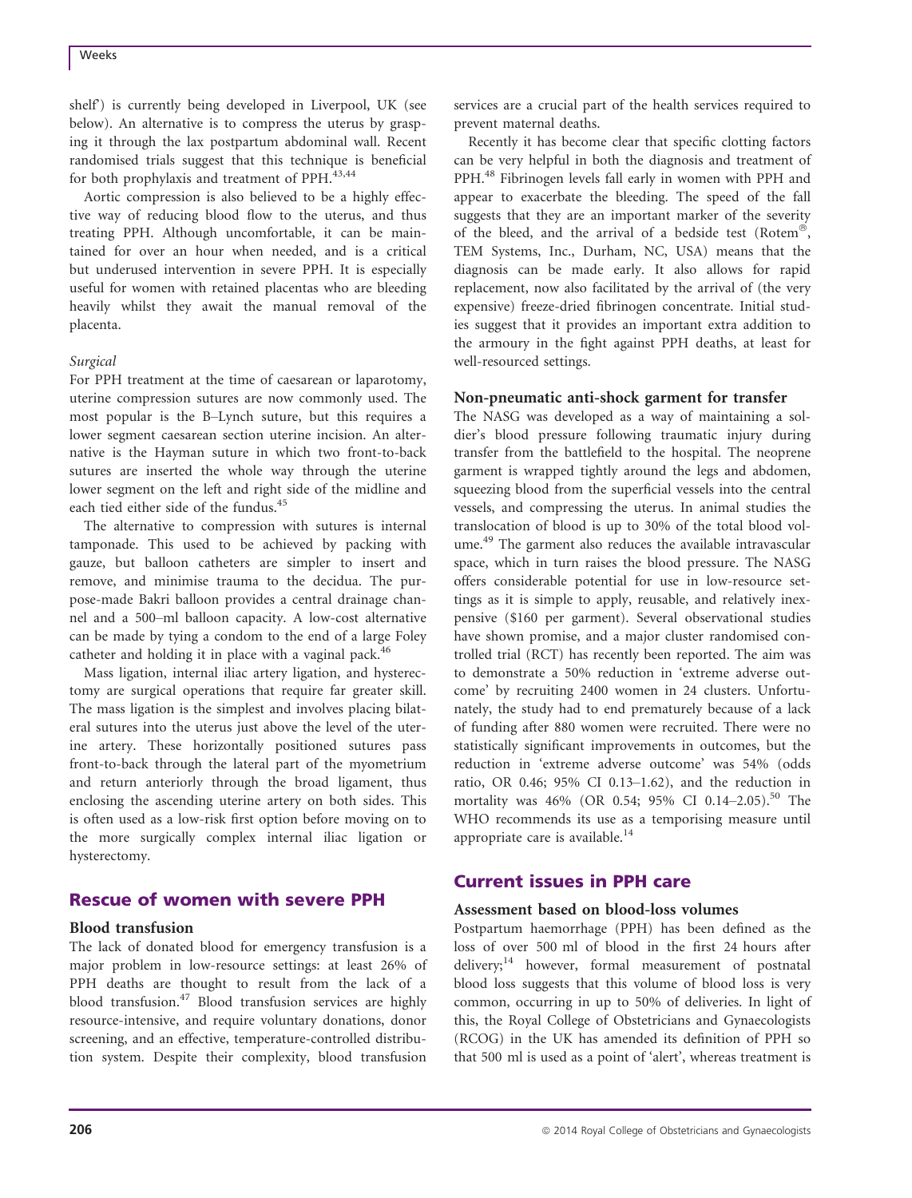shelf') is currently being developed in Liverpool, UK (see below). An alternative is to compress the uterus by grasping it through the lax postpartum abdominal wall. Recent randomised trials suggest that this technique is beneficial for both prophylaxis and treatment of PPH.[43,44]

Aortic compression is also believed to be a highly effective way of reducing blood flow to the uterus, and thus treating PPH. Although uncomfortable, it can be maintained for over an hour when needed, and is a critical but underused intervention in severe PPH. It is especially useful for women with retained placentas who are bleeding heavily whilst they await the manual removal of the placenta.

*Surgical*

For PPH treatment at the time of caesarean or laparotomy, uterine compression sutures are now commonly used. The most popular is the B–Lynch suture, but this requires a lower segment caesarean section uterine incision. An alternative is the Hayman suture in which two front-to-back sutures are inserted the whole way through the uterine lower segment on the left and right side of the midline and each tied either side of the fundus.[45]

The alternative to compression with sutures is internal tamponade. This used to be achieved by packing with gauze, but balloon catheters are simpler to insert and remove, and minimise trauma to the decidua. The purpose-made Bakri balloon provides a central drainage channel and a 500–ml balloon capacity. A low-cost alternative can be made by tying a condom to the end of a large Foley catheter and holding it in place with a vaginal pack.[46]

Mass ligation, internal iliac artery ligation, and hysterectomy are surgical operations that require far greater skill. The mass ligation is the simplest and involves placing bilateral sutures into the uterus just above the level of the uterine artery. These horizontally positioned sutures pass front-to-back through the lateral part of the myometrium and return anteriorly through the broad ligament, thus enclosing the ascending uterine artery on both sides. This is often used as a low-risk first option before moving on to the more surgically complex internal iliac ligation or hysterectomy.

## Rescue of women with severe PPH

### Blood transfusion

The lack of donated blood for emergency transfusion is a major problem in low-resource settings: at least 26% of PPH deaths are thought to result from the lack of a blood transfusion.[47] Blood transfusion services are highly resource-intensive, and require voluntary donations, donor screening, and an effective, temperature-controlled distribution system. Despite their complexity, blood transfusion services are a crucial part of the health services required to prevent maternal deaths.

Recently it has become clear that specific clotting factors can be very helpful in both the diagnosis and treatment of PPH.[48] Fibrinogen levels fall early in women with PPH and appear to exacerbate the bleeding. The speed of the fall suggests that they are an important marker of the severity of the bleed, and the arrival of a bedside test (Rotem®, TEM Systems, Inc., Durham, NC, USA) means that the diagnosis can be made early. It also allows for rapid replacement, now also facilitated by the arrival of (the very expensive) freeze-dried fibrinogen concentrate. Initial studies suggest that it provides an important extra addition to the armoury in the fight against PPH deaths, at least for well-resourced settings.

### Non-pneumatic anti-shock garment for transfer

The NASG was developed as a way of maintaining a soldier's blood pressure following traumatic injury during transfer from the battlefield to the hospital. The neoprene garment is wrapped tightly around the legs and abdomen, squeezing blood from the superficial vessels into the central vessels, and compressing the uterus. In animal studies the translocation of blood is up to 30% of the total blood volume.[49] The garment also reduces the available intravascular space, which in turn raises the blood pressure. The NASG offers considerable potential for use in low-resource settings as it is simple to apply, reusable, and relatively inexpensive ($160 per garment). Several observational studies have shown promise, and a major cluster randomised controlled trial (RCT) has recently been reported. The aim was to demonstrate a 50% reduction in 'extreme adverse outcome' by recruiting 2400 women in 24 clusters. Unfortunately, the study had to end prematurely because of a lack of funding after 880 women were recruited. There were no statistically significant improvements in outcomes, but the reduction in 'extreme adverse outcome' was 54% (odds ratio, OR 0.46; 95% CI 0.13–1.62), and the reduction in mortality was 46% (OR 0.54; 95% CI 0.14–2.05).[50] The WHO recommends its use as a temporising measure until appropriate care is available.[14]

## Current issues in PPH care

### Assessment based on blood-loss volumes

Postpartum haemorrhage (PPH) has been defined as the loss of over 500 ml of blood in the first 24 hours after delivery;[14] however, formal measurement of postnatal blood loss suggests that this volume of blood loss is very common, occurring in up to 50% of deliveries. In light of this, the Royal College of Obstetricians and Gynaecologists (RCOG) in the UK has amended its definition of PPH so that 500 ml is used as a point of 'alert', whereas treatment is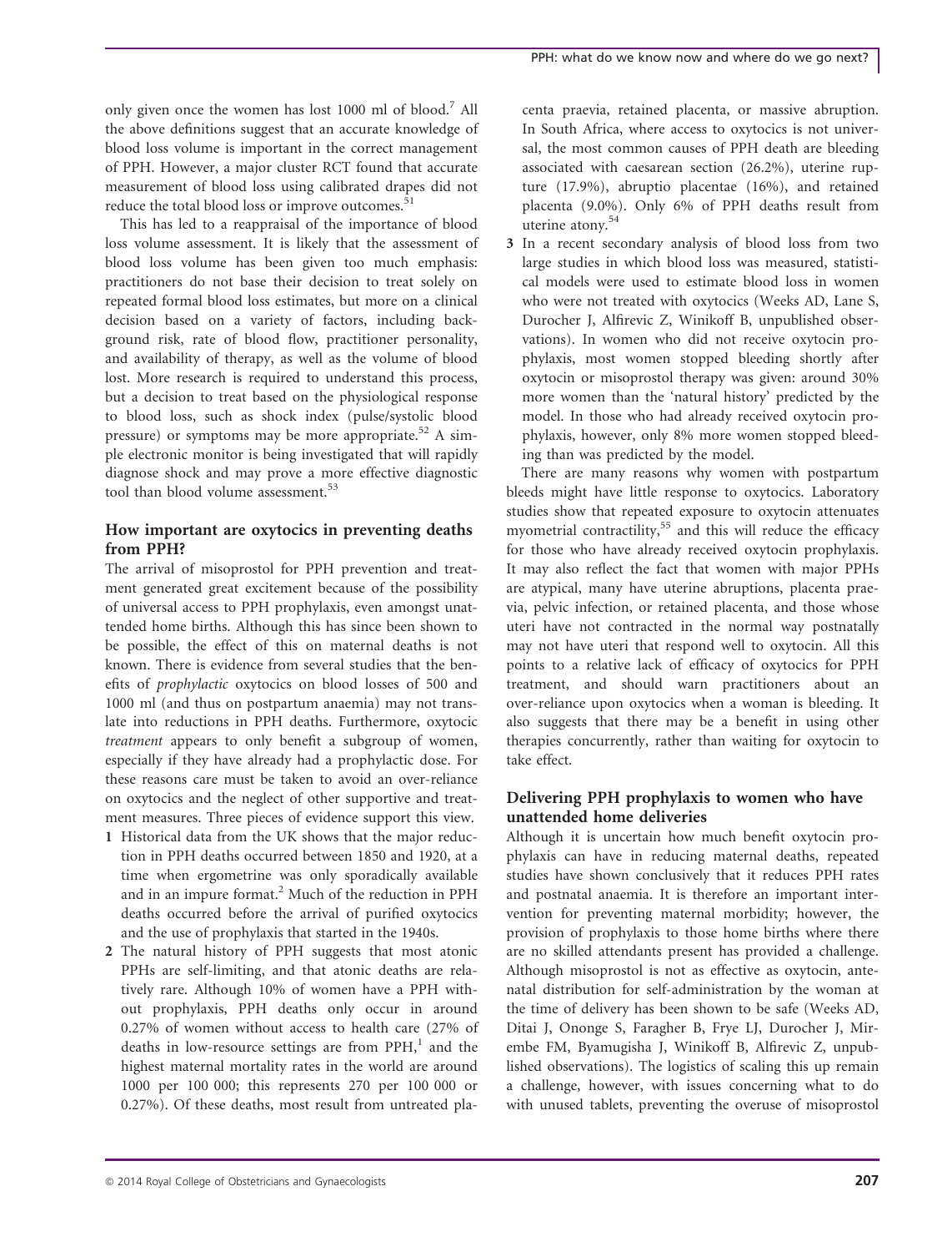only given once the women has lost 1000 ml of blood.[7] All the above definitions suggest that an accurate knowledge of blood loss volume is important in the correct management of PPH. However, a major cluster RCT found that accurate measurement of blood loss using calibrated drapes did not reduce the total blood loss or improve outcomes.[51]

This has led to a reappraisal of the importance of blood loss volume assessment. It is likely that the assessment of blood loss volume has been given too much emphasis: practitioners do not base their decision to treat solely on repeated formal blood loss estimates, but more on a clinical decision based on a variety of factors, including background risk, rate of blood flow, practitioner personality, and availability of therapy, as well as the volume of blood lost. More research is required to understand this process, but a decision to treat based on the physiological response to blood loss, such as shock index (pulse/systolic blood pressure) or symptoms may be more appropriate.[52] A simple electronic monitor is being investigated that will rapidly diagnose shock and may prove a more effective diagnostic tool than blood volume assessment.[53]

## How important are oxytocics in preventing deaths from PPH?

The arrival of misoprostol for PPH prevention and treatment generated great excitement because of the possibility of universal access to PPH prophylaxis, even amongst unattended home births. Although this has since been shown to be possible, the effect of this on maternal deaths is not known. There is evidence from several studies that the benefits of *prophylactic* oxytocics on blood losses of 500 and 1000 ml (and thus on postpartum anaemia) may not translate into reductions in PPH deaths. Furthermore, oxytocic *treatment* appears to only benefit a subgroup of women, especially if they have already had a prophylactic dose. For these reasons care must be taken to avoid an over-reliance on oxytocics and the neglect of other supportive and treatment measures. Three pieces of evidence support this view.

1. Historical data from the UK shows that the major reduction in PPH deaths occurred between 1850 and 1920, at a time when ergometrine was only sporadically available and in an impure format.[2] Much of the reduction in PPH deaths occurred before the arrival of purified oxytocics and the use of prophylaxis that started in the 1940s.
2. The natural history of PPH suggests that most atonic PPHs are self-limiting, and that atonic deaths are relatively rare. Although 10% of women have a PPH without prophylaxis, PPH deaths only occur in around 0.27% of women without access to health care (27% of deaths in low-resource settings are from PPH,[1] and the highest maternal mortality rates in the world are around 1000 per 100 000; this represents 270 per 100 000 or 0.27%). Of these deaths, most result from untreated placenta praevia, retained placenta, or massive abruption. In South Africa, where access to oxytocics is not universal, the most common causes of PPH death are bleeding associated with caesarean section (26.2%), uterine rupture (17.9%), abruptio placentae (16%), and retained placenta (9.0%). Only 6% of PPH deaths result from uterine atony.[54]
3. In a recent secondary analysis of blood loss from two large studies in which blood loss was measured, statistical models were used to estimate blood loss in women who were not treated with oxytocics (Weeks AD, Lane S, Durocher J, Alfirevic Z, Winikoff B, unpublished observations). In women who did not receive oxytocin prophylaxis, most women stopped bleeding shortly after oxytocin or misoprostol therapy was given: around 30% more women than the 'natural history' predicted by the model. In those who had already received oxytocin prophylaxis, however, only 8% more women stopped bleeding than was predicted by the model.

There are many reasons why women with postpartum bleeds might have little response to oxytocics. Laboratory studies show that repeated exposure to oxytocin attenuates myometrial contractility,[55] and this will reduce the efficacy for those who have already received oxytocin prophylaxis. It may also reflect the fact that women with major PPHs are atypical, many have uterine abruptions, placenta praevia, pelvic infection, or retained placenta, and those whose uteri have not contracted in the normal way postnatally may not have uteri that respond well to oxytocin. All this points to a relative lack of efficacy of oxytocics for PPH treatment, and should warn practitioners about an over-reliance upon oxytocics when a woman is bleeding. It also suggests that there may be a benefit in using other therapies concurrently, rather than waiting for oxytocin to take effect.

## Delivering PPH prophylaxis to women who have unattended home deliveries

Although it is uncertain how much benefit oxytocin prophylaxis can have in reducing maternal deaths, repeated studies have shown conclusively that it reduces PPH rates and postnatal anaemia. It is therefore an important intervention for preventing maternal morbidity; however, the provision of prophylaxis to those home births where there are no skilled attendants present has provided a challenge. Although misoprostol is not as effective as oxytocin, antenatal distribution for self-administration by the woman at the time of delivery has been shown to be safe (Weeks AD, Ditai J, Ononge S, Faragher B, Frye LJ, Durocher J, Mirembe FM, Byamugisha J, Winikoff B, Alfirevic Z, unpublished observations). The logistics of scaling this up remain a challenge, however, with issues concerning what to do with unused tablets, preventing the overuse of misoprostol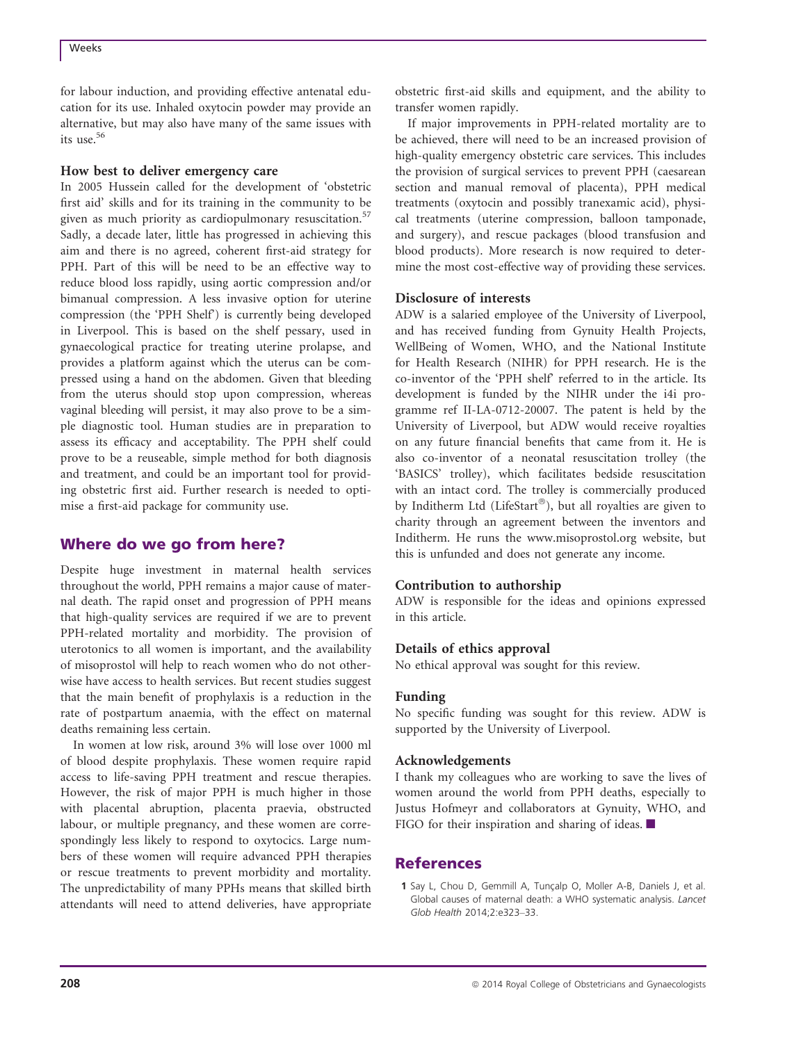for labour induction, and providing effective antenatal education for its use. Inhaled oxytocin powder may provide an alternative, but may also have many of the same issues with its use.[56]

### How best to deliver emergency care

In 2005 Hussein called for the development of 'obstetric first aid' skills and for its training in the community to be given as much priority as cardiopulmonary resuscitation.[57] Sadly, a decade later, little has progressed in achieving this aim and there is no agreed, coherent first-aid strategy for PPH. Part of this will be need to be an effective way to reduce blood loss rapidly, using aortic compression and/or bimanual compression. A less invasive option for uterine compression (the 'PPH Shelf') is currently being developed in Liverpool. This is based on the shelf pessary, used in gynaecological practice for treating uterine prolapse, and provides a platform against which the uterus can be compressed using a hand on the abdomen. Given that bleeding from the uterus should stop upon compression, whereas vaginal bleeding will persist, it may also prove to be a simple diagnostic tool. Human studies are in preparation to assess its efficacy and acceptability. The PPH shelf could prove to be a reuseable, simple method for both diagnosis and treatment, and could be an important tool for providing obstetric first aid. Further research is needed to optimise a first-aid package for community use.

## Where do we go from here?

Despite huge investment in maternal health services throughout the world, PPH remains a major cause of maternal death. The rapid onset and progression of PPH means that high-quality services are required if we are to prevent PPH-related mortality and morbidity. The provision of uterotonics to all women is important, and the availability of misoprostol will help to reach women who do not otherwise have access to health services. But recent studies suggest that the main benefit of prophylaxis is a reduction in the rate of postpartum anaemia, with the effect on maternal deaths remaining less certain.

In women at low risk, around 3% will lose over 1000 ml of blood despite prophylaxis. These women require rapid access to life-saving PPH treatment and rescue therapies. However, the risk of major PPH is much higher in those with placental abruption, placenta praevia, obstructed labour, or multiple pregnancy, and these women are correspondingly less likely to respond to oxytocics. Large numbers of these women will require advanced PPH therapies or rescue treatments to prevent morbidity and mortality. The unpredictability of many PPHs means that skilled birth attendants will need to attend deliveries, have appropriate obstetric first-aid skills and equipment, and the ability to transfer women rapidly.

If major improvements in PPH-related mortality are to be achieved, there will need to be an increased provision of high-quality emergency obstetric care services. This includes the provision of surgical services to prevent PPH (caesarean section and manual removal of placenta), PPH medical treatments (oxytocin and possibly tranexamic acid), physical treatments (uterine compression, balloon tamponade, and surgery), and rescue packages (blood transfusion and blood products). More research is now required to determine the most cost-effective way of providing these services.

### Disclosure of interests

ADW is a salaried employee of the University of Liverpool, and has received funding from Gynuity Health Projects, WellBeing of Women, WHO, and the National Institute for Health Research (NIHR) for PPH research. He is the co-inventor of the 'PPH shelf' referred to in the article. Its development is funded by the NIHR under the i4i programme ref II-LA-0712-20007. The patent is held by the University of Liverpool, but ADW would receive royalties on any future financial benefits that came from it. He is also co-inventor of a neonatal resuscitation trolley (the 'BASICS' trolley), which facilitates bedside resuscitation with an intact cord. The trolley is commercially produced by Inditherm Ltd (LifeStart®), but all royalties are given to charity through an agreement between the inventors and Inditherm. He runs the www.misoprostol.org website, but this is unfunded and does not generate any income.

### Contribution to authorship

ADW is responsible for the ideas and opinions expressed in this article.

### Details of ethics approval

No ethical approval was sought for this review.

### Funding

No specific funding was sought for this review. ADW is supported by the University of Liverpool.

### Acknowledgements

I thank my colleagues who are working to save the lives of women around the world from PPH deaths, especially to Justus Hofmeyr and collaborators at Gynuity, WHO, and FIGO for their inspiration and sharing of ideas. ■

## References

1 Say L, Chou D, Gemmill A, Tunçalp O, Moller A-B, Daniels J, et al. Global causes of maternal death: a WHO systematic analysis. *Lancet Glob Health* 2014;2:e323–33.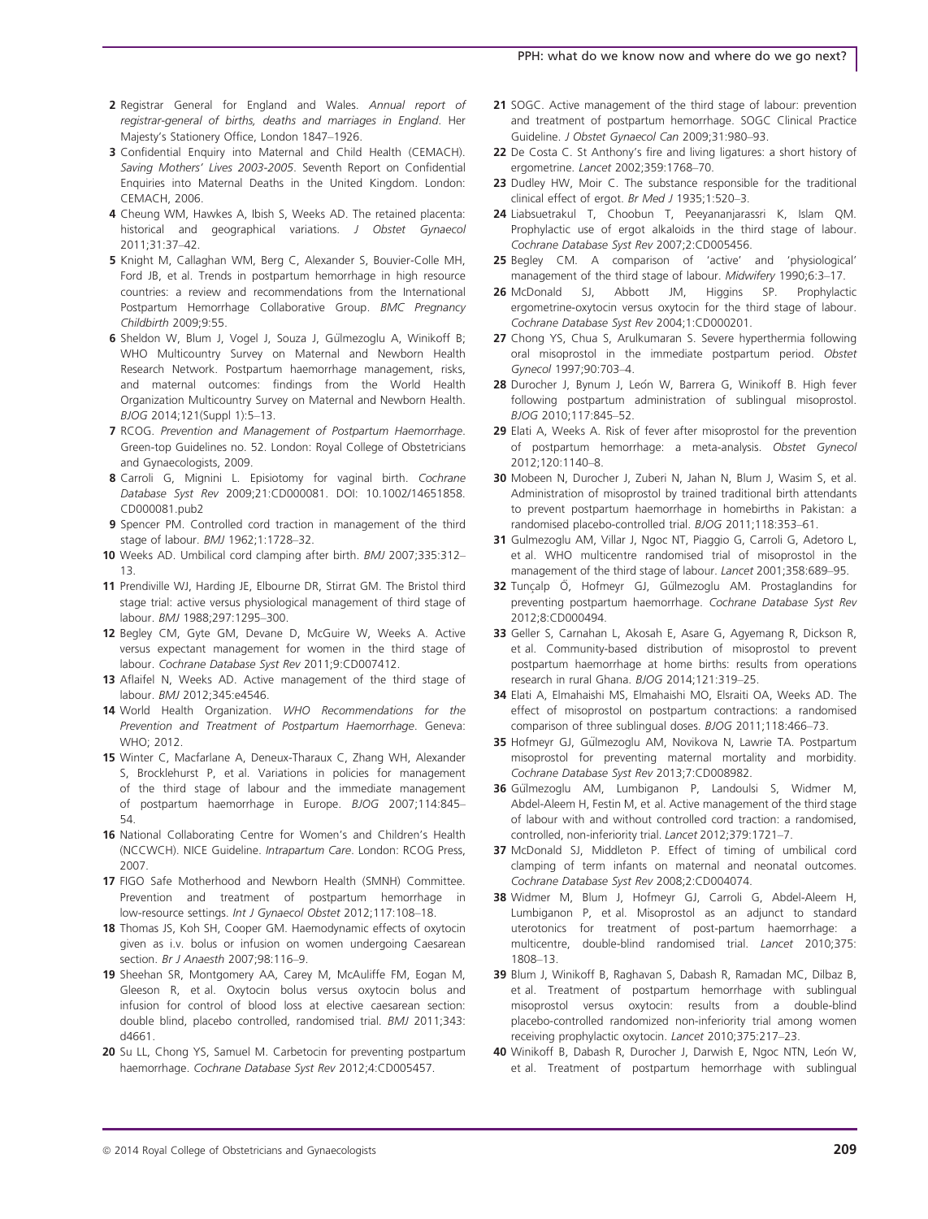2 Registrar General for England and Wales. *Annual report of registrar-general of births, deaths and marriages in England*. Her Majesty's Stationery Office, London 1847–1926.

3 Confidential Enquiry into Maternal and Child Health (CEMACH). *Saving Mothers' Lives 2003-2005*. Seventh Report on Confidential Enquiries into Maternal Deaths in the United Kingdom. London: CEMACH, 2006.

4 Cheung WM, Hawkes A, Ibish S, Weeks AD. The retained placenta: historical and geographical variations. *J Obstet Gynaecol* 2011;31:37–42.

5 Knight M, Callaghan WM, Berg C, Alexander S, Bouvier-Colle MH, Ford JB, et al. Trends in postpartum hemorrhage in high resource countries: a review and recommendations from the International Postpartum Hemorrhage Collaborative Group. *BMC Pregnancy Childbirth* 2009;9:55.

6 Sheldon W, Blum J, Vogel J, Souza J, Gülmezoglu A, Winikoff B; WHO Multicountry Survey on Maternal and Newborn Health Research Network. Postpartum haemorrhage management, risks, and maternal outcomes: findings from the World Health Organization Multicountry Survey on Maternal and Newborn Health. *BJOG* 2014;121(Suppl 1):5–13.

7 RCOG. *Prevention and Management of Postpartum Haemorrhage*. Green-top Guidelines no. 52. London: Royal College of Obstetricians and Gynaecologists, 2009.

8 Carroli G, Mignini L. Episiotomy for vaginal birth. *Cochrane Database Syst Rev* 2009;21:CD000081. DOI: 10.1002/14651858.CD000081.pub2

9 Spencer PM. Controlled cord traction in management of the third stage of labour. *BMJ* 1962;1:1728–32.

10 Weeks AD. Umbilical cord clamping after birth. *BMJ* 2007;335:312–13.

11 Prendiville WJ, Harding JE, Elbourne DR, Stirrat GM. The Bristol third stage trial: active versus physiological management of third stage of labour. *BMJ* 1988;297:1295–300.

12 Begley CM, Gyte GM, Devane D, McGuire W, Weeks A. Active versus expectant management for women in the third stage of labour. *Cochrane Database Syst Rev* 2011;9:CD007412.

13 Aflaifel N, Weeks AD. Active management of the third stage of labour. *BMJ* 2012;345:e4546.

14 World Health Organization. *WHO Recommendations for the Prevention and Treatment of Postpartum Haemorrhage*. Geneva: WHO; 2012.

15 Winter C, Macfarlane A, Deneux-Tharaux C, Zhang WH, Alexander S, Brocklehurst P, et al. Variations in policies for management of the third stage of labour and the immediate management of postpartum haemorrhage in Europe. *BJOG* 2007;114:845–54.

16 National Collaborating Centre for Women's and Children's Health (NCCWCH). NICE Guideline. *Intrapartum Care*. London: RCOG Press, 2007.

17 FIGO Safe Motherhood and Newborn Health (SMNH) Committee. Prevention and treatment of postpartum hemorrhage in low-resource settings. *Int J Gynaecol Obstet* 2012;117:108–18.

18 Thomas JS, Koh SH, Cooper GM. Haemodynamic effects of oxytocin given as i.v. bolus or infusion on women undergoing Caesarean section. *Br J Anaesth* 2007;98:116–9.

19 Sheehan SR, Montgomery AA, Carey M, McAuliffe FM, Eogan M, Gleeson R, et al. Oxytocin bolus versus oxytocin bolus and infusion for control of blood loss at elective caesarean section: double blind, placebo controlled, randomised trial. *BMJ* 2011;343:d4661.

20 Su LL, Chong YS, Samuel M. Carbetocin for preventing postpartum haemorrhage. *Cochrane Database Syst Rev* 2012;4:CD005457.

21 SOGC. Active management of the third stage of labour: prevention and treatment of postpartum hemorrhage. SOGC Clinical Practice Guideline. *J Obstet Gynaecol Can* 2009;31:980–93.

22 De Costa C. St Anthony's fire and living ligatures: a short history of ergometrine. *Lancet* 2002;359:1768–70.

23 Dudley HW, Moir C. The substance responsible for the traditional clinical effect of ergot. *Br Med J* 1935;1:520–3.

24 Liabsuetrakul T, Choobun T, Peeyananjarassri K, Islam QM. Prophylactic use of ergot alkaloids in the third stage of labour. *Cochrane Database Syst Rev* 2007;2:CD005456.

25 Begley CM. A comparison of 'active' and 'physiological' management of the third stage of labour. *Midwifery* 1990;6:3–17.

26 McDonald SJ, Abbott JM, Higgins SP. Prophylactic ergometrine-oxytocin versus oxytocin for the third stage of labour. *Cochrane Database Syst Rev* 2004;1:CD000201.

27 Chong YS, Chua S, Arulkumaran S. Severe hyperthermia following oral misoprostol in the immediate postpartum period. *Obstet Gynecol* 1997;90:703–4.

28 Durocher J, Bynum J, León W, Barrera G, Winikoff B. High fever following postpartum administration of sublingual misoprostol. *BJOG* 2010;117:845–52.

29 Elati A, Weeks A. Risk of fever after misoprostol for the prevention of postpartum hemorrhage: a meta-analysis. *Obstet Gynecol* 2012;120:1140–8.

30 Mobeen N, Durocher J, Zuberi N, Jahan N, Blum J, Wasim S, et al. Administration of misoprostol by trained traditional birth attendants to prevent postpartum haemorrhage in homebirths in Pakistan: a randomised placebo-controlled trial. *BJOG* 2011;118:353–61.

31 Gulmezoglu AM, Villar J, Ngoc NT, Piaggio G, Carroli G, Adetoro L, et al. WHO multicentre randomised trial of misoprostol in the management of the third stage of labour. *Lancet* 2001;358:689–95.

32 Tunçalp Ö, Hofmeyr GJ, Gülmezoglu AM. Prostaglandins for preventing postpartum haemorrhage. *Cochrane Database Syst Rev* 2012;8:CD000494.

33 Geller S, Carnahan L, Akosah E, Asare G, Agyemang R, Dickson R, et al. Community-based distribution of misoprostol to prevent postpartum haemorrhage at home births: results from operations research in rural Ghana. *BJOG* 2014;121:319–25.

34 Elati A, Elmahaishi MS, Elmahaishi MO, Elsraiti OA, Weeks AD. The effect of misoprostol on postpartum contractions: a randomised comparison of three sublingual doses. *BJOG* 2011;118:466–73.

35 Hofmeyr GJ, Gülmezoglu AM, Novikova N, Lawrie TA. Postpartum misoprostol for preventing maternal mortality and morbidity. *Cochrane Database Syst Rev* 2013;7:CD008982.

36 Gülmezoglu AM, Lumbiganon P, Landoulsi S, Widmer M, Abdel-Aleem H, Festin M, et al. Active management of the third stage of labour with and without controlled cord traction: a randomised, controlled, non-inferiority trial. *Lancet* 2012;379:1721–7.

37 McDonald SJ, Middleton P. Effect of timing of umbilical cord clamping of term infants on maternal and neonatal outcomes. *Cochrane Database Syst Rev* 2008;2:CD004074.

38 Widmer M, Blum J, Hofmeyr GJ, Carroli G, Abdel-Aleem H, Lumbiganon P, et al. Misoprostol as an adjunct to standard uterotonics for treatment of post-partum haemorrhage: a multicentre, double-blind randomised trial. *Lancet* 2010;375:1808–13.

39 Blum J, Winikoff B, Raghavan S, Dabash R, Ramadan MC, Dilbaz B, et al. Treatment of postpartum hemorrhage with sublingual misoprostol versus oxytocin: results from a double-blind placebo-controlled randomized non-inferiority trial among women receiving prophylactic oxytocin. *Lancet* 2010;375:217–23.

40 Winikoff B, Dabash R, Durocher J, Darwish E, Ngoc NTN, León W, et al. Treatment of postpartum hemorrhage with sublingual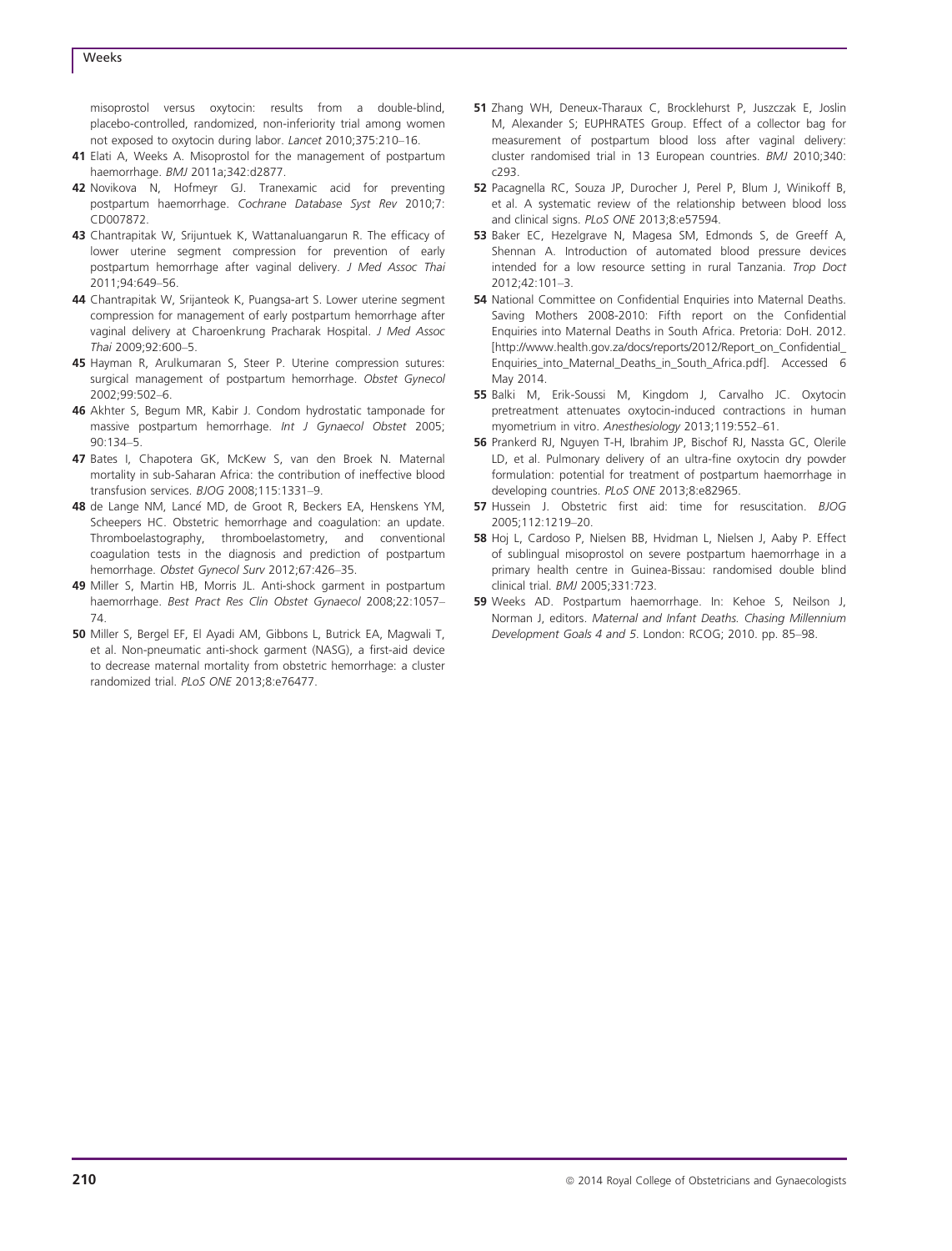misoprostol versus oxytocin: results from a double-blind, placebo-controlled, randomized, non-inferiority trial among women not exposed to oxytocin during labor. *Lancet* 2010;375:210–16.

**41** Elati A, Weeks A. Misoprostol for the management of postpartum haemorrhage. *BMJ* 2011a;342:d2877.

**42** Novikova N, Hofmeyr GJ. Tranexamic acid for preventing postpartum haemorrhage. *Cochrane Database Syst Rev* 2010;7: CD007872.

**43** Chantrapitak W, Srijuntuek K, Wattanaluangarun R. The efficacy of lower uterine segment compression for prevention of early postpartum hemorrhage after vaginal delivery. *J Med Assoc Thai* 2011;94:649–56.

**44** Chantrapitak W, Srijanteok K, Puangsa-art S. Lower uterine segment compression for management of early postpartum hemorrhage after vaginal delivery at Charoenkrung Pracharak Hospital. *J Med Assoc Thai* 2009;92:600–5.

**45** Hayman R, Arulkumaran S, Steer P. Uterine compression sutures: surgical management of postpartum hemorrhage. *Obstet Gynecol* 2002;99:502–6.

**46** Akhter S, Begum MR, Kabir J. Condom hydrostatic tamponade for massive postpartum hemorrhage. *Int J Gynaecol Obstet* 2005; 90:134–5.

**47** Bates I, Chapotera GK, McKew S, van den Broek N. Maternal mortality in sub-Saharan Africa: the contribution of ineffective blood transfusion services. *BJOG* 2008;115:1331–9.

**48** de Lange NM, Lancé MD, de Groot R, Beckers EA, Henskens YM, Scheepers HC. Obstetric hemorrhage and coagulation: an update. Thromboelastography, thromboelastometry, and conventional coagulation tests in the diagnosis and prediction of postpartum hemorrhage. *Obstet Gynecol Surv* 2012;67:426–35.

**49** Miller S, Martin HB, Morris JL. Anti-shock garment in postpartum haemorrhage. *Best Pract Res Clin Obstet Gynaecol* 2008;22:1057–74.

**50** Miller S, Bergel EF, El Ayadi AM, Gibbons L, Butrick EA, Magwali T, et al. Non-pneumatic anti-shock garment (NASG), a first-aid device to decrease maternal mortality from obstetric hemorrhage: a cluster randomized trial. *PLoS ONE* 2013;8:e76477.

**51** Zhang WH, Deneux-Tharaux C, Brocklehurst P, Juszczak E, Joslin M, Alexander S; EUPHRATES Group. Effect of a collector bag for measurement of postpartum blood loss after vaginal delivery: cluster randomised trial in 13 European countries. *BMJ* 2010;340: c293.

**52** Pacagnella RC, Souza JP, Durocher J, Perel P, Blum J, Winikoff B, et al. A systematic review of the relationship between blood loss and clinical signs. *PLoS ONE* 2013;8:e57594.

**53** Baker EC, Hezelgrave N, Magesa SM, Edmonds S, de Greeff A, Shennan A. Introduction of automated blood pressure devices intended for a low resource setting in rural Tanzania. *Trop Doct* 2012;42:101–3.

**54** National Committee on Confidential Enquiries into Maternal Deaths. Saving Mothers 2008-2010: Fifth report on the Confidential Enquiries into Maternal Deaths in South Africa. Pretoria: DoH. 2012. [http://www.health.gov.za/docs/reports/2012/Report_on_Confidential_Enquiries_into_Maternal_Deaths_in_South_Africa.pdf]. Accessed 6 May 2014.

**55** Balki M, Erik-Soussi M, Kingdom J, Carvalho JC. Oxytocin pretreatment attenuates oxytocin-induced contractions in human myometrium in vitro. *Anesthesiology* 2013;119:552–61.

**56** Prankerd RJ, Nguyen T-H, Ibrahim JP, Bischof RJ, Nassta GC, Olerile LD, et al. Pulmonary delivery of an ultra-fine oxytocin dry powder formulation: potential for treatment of postpartum haemorrhage in developing countries. *PLoS ONE* 2013;8:e82965.

**57** Hussein J. Obstetric first aid: time for resuscitation. *BJOG* 2005;112:1219–20.

**58** Hoj L, Cardoso P, Nielsen BB, Hvidman L, Nielsen J, Aaby P. Effect of sublingual misoprostol on severe postpartum haemorrhage in a primary health centre in Guinea-Bissau: randomised double blind clinical trial. *BMJ* 2005;331:723.

**59** Weeks AD. Postpartum haemorrhage. In: Kehoe S, Neilson J, Norman J, editors. *Maternal and Infant Deaths. Chasing Millennium Development Goals 4 and 5*. London: RCOG; 2010. pp. 85–98.

© 2014 Royal College of Obstetricians and Gynaecologists